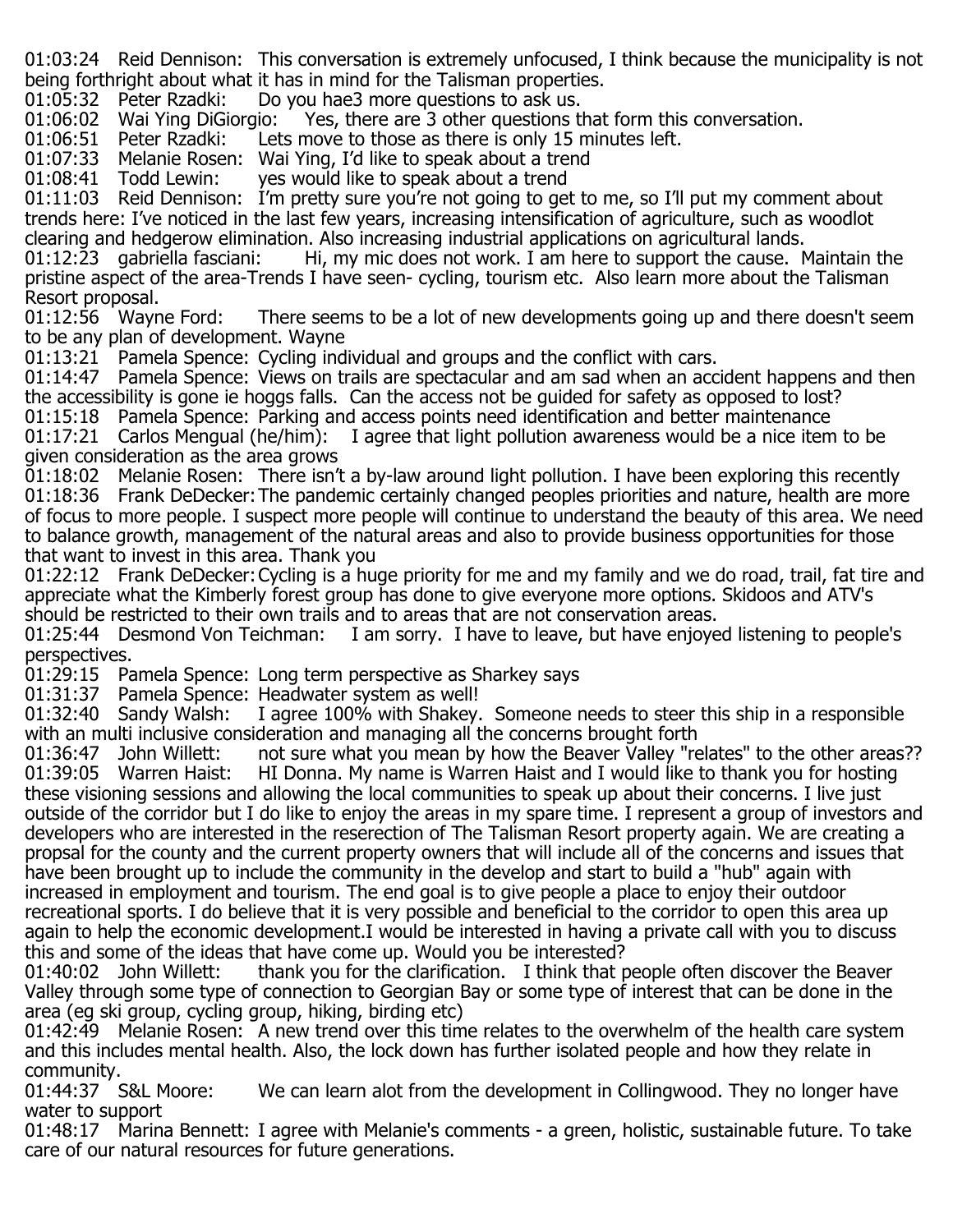01:03:24 Reid Dennison: This conversation is extremely unfocused, I think because the municipality is not being forthright about what it has in mind for the Talisman properties.

01:05:32 Peter Rzadki: Do you hae3 more questions to ask us.

01:06:02 Wai Ying DiGiorgio: Yes, there are 3 other questions that form this conversation.

01:06:51 Peter Rzadki: Lets move to those as there is only 15 minutes left.

01:07:33 Melanie Rosen: Wai Ying, I'd like to speak about a trend

01:08:41 Todd Lewin: yes would like to speak about a trend

01:11:03 Reid Dennison: I'm pretty sure you're not going to get to me, so I'll put my comment about trends here: I've noticed in the last few years, increasing intensification of agriculture, such as woodlot clearing and hedgerow elimination. Also increasing industrial applications on agricultural lands.

01:12:23 gabriella fasciani: Hi, my mic does not work. I am here to support the cause. Maintain the pristine aspect of the area-Trends I have seen- cycling, tourism etc. Also learn more about the Talisman Resort proposal.

01:12:56 Wayne Ford: There seems to be a lot of new developments going up and there doesn't seem to be any plan of development. Wayne

01:13:21 Pamela Spence: Cycling individual and groups and the conflict with cars.

01:14:47 Pamela Spence: Views on trails are spectacular and am sad when an accident happens and then the accessibility is gone ie hoggs falls. Can the access not be guided for safety as opposed to lost?

01:15:18 Pamela Spence: Parking and access points need identification and better maintenance

01:17:21 Carlos Mengual (he/him): I agree that light pollution awareness would be a nice item to be given consideration as the area grows

01:18:02 Melanie Rosen: There isn't a by-law around light pollution. I have been exploring this recently

01:18:36 Frank DeDecker: The pandemic certainly changed peoples priorities and nature, health are more of focus to more people. I suspect more people will continue to understand the beauty of this area. We need to balance growth, management of the natural areas and also to provide business opportunities for those that want to invest in this area. Thank you

01:22:12 Frank DeDecker: Cycling is a huge priority for me and my family and we do road, trail, fat tire and appreciate what the Kimberly forest group has done to give everyone more options. Skidoos and ATV's should be restricted to their own trails and to areas that are not conservation areas.

01:25:44 Desmond Von Teichman: I am sorry. I have to leave, but have enjoyed listening to people's perspectives.

01:29:15 Pamela Spence: Long term perspective as Sharkey says

01:31:37 Pamela Spence: Headwater system as well!

01:32:40 Sandy Walsh: I agree 100% with Shakey. Someone needs to steer this ship in a responsible with an multi inclusive consideration and managing all the concerns brought forth

01:36:47 John Willett: not sure what you mean by how the Beaver Valley "relates" to the other areas??

01:39:05 Warren Haist: HI Donna. My name is Warren Haist and I would like to thank you for hosting these visioning sessions and allowing the local communities to speak up about their concerns. I live just outside of the corridor but I do like to enjoy the areas in my spare time. I represent a group of investors and developers who are interested in the reserection of The Talisman Resort property again. We are creating a propsal for the county and the current property owners that will include all of the concerns and issues that have been brought up to include the community in the develop and start to build a "hub" again with increased in employment and tourism. The end goal is to give people a place to enjoy their outdoor recreational sports. I do believe that it is very possible and beneficial to the corridor to open this area up again to help the economic development.I would be interested in having a private call with you to discuss this and some of the ideas that have come up. Would you be interested?

01:40:02 John Willett: thank you for the clarification. I think that people often discover the Beaver Valley through some type of connection to Georgian Bay or some type of interest that can be done in the area (eg ski group, cycling group, hiking, birding etc)

01:42:49 Melanie Rosen: A new trend over this time relates to the overwhelm of the health care system and this includes mental health. Also, the lock down has further isolated people and how they relate in community.

01:44:37 S&L Moore: We can learn alot from the development in Collingwood. They no longer have water to support

01:48:17 Marina Bennett: I agree with Melanie's comments - a green, holistic, sustainable future. To take care of our natural resources for future generations.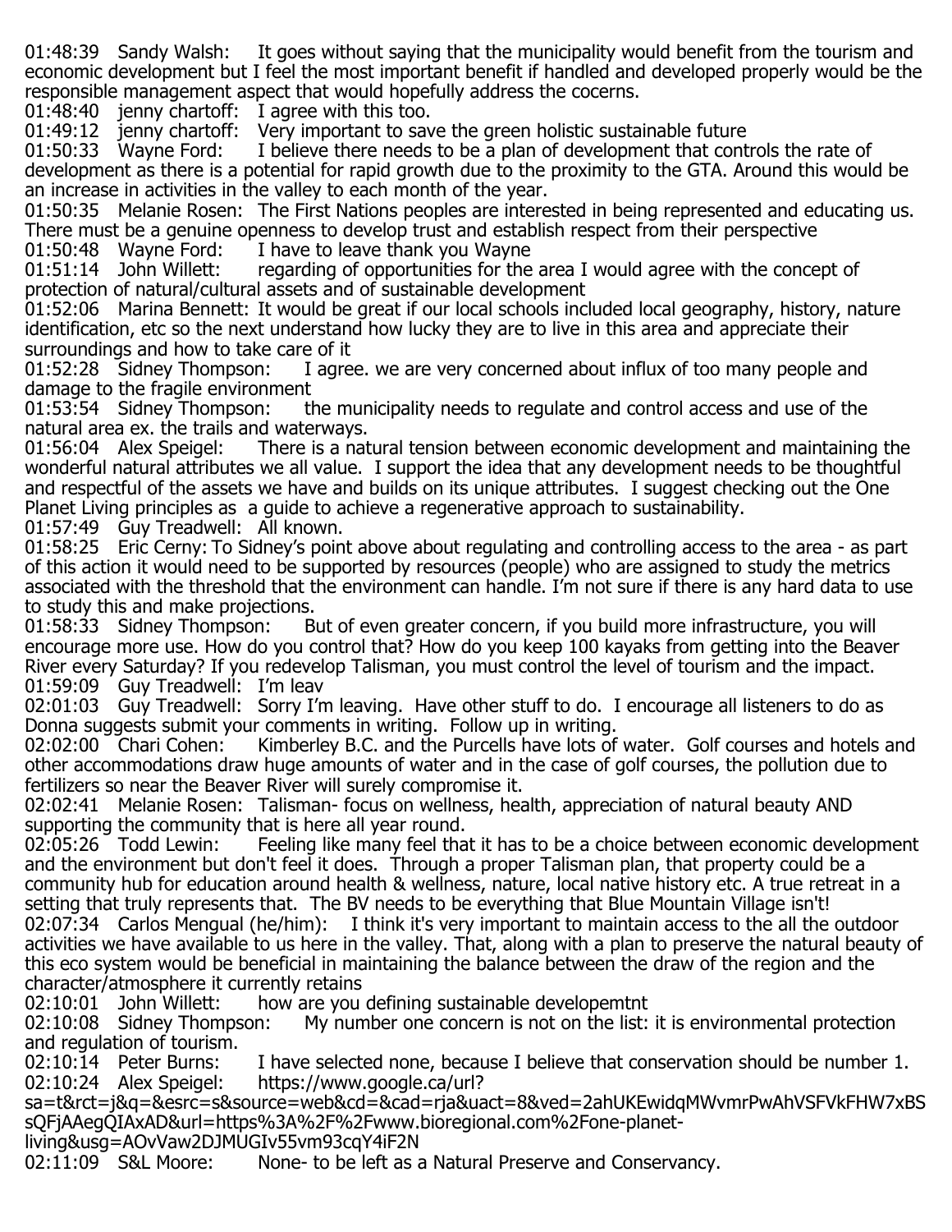01:48:39 Sandy Walsh: It goes without saying that the municipality would benefit from the tourism and economic development but I feel the most important benefit if handled and developed properly would be the responsible management aspect that would hopefully address the cocerns.

01:48:40 jenny chartoff: I agree with this too.

01:49:12 jenny chartoff: Very important to save the green holistic sustainable future

01:50:33 Wayne Ford: I believe there needs to be a plan of development that controls the rate of development as there is a potential for rapid growth due to the proximity to the GTA. Around this would be an increase in activities in the valley to each month of the year.

01:50:35 Melanie Rosen: The First Nations peoples are interested in being represented and educating us. There must be a genuine openness to develop trust and establish respect from their perspective

01:50:48 Wayne Ford: I have to leave thank you Wayne

01:51:14 John Willett: regarding of opportunities for the area I would agree with the concept of protection of natural/cultural assets and of sustainable development

01:52:06 Marina Bennett: It would be great if our local schools included local geography, history, nature identification, etc so the next understand how lucky they are to live in this area and appreciate their surroundings and how to take care of it

01:52:28 Sidney Thompson: I agree. we are very concerned about influx of too many people and damage to the fragile environment

01:53:54 Sidney Thompson: the municipality needs to regulate and control access and use of the natural area ex. the trails and waterways.

01:56:04 Alex Speigel: There is a natural tension between economic development and maintaining the wonderful natural attributes we all value. I support the idea that any development needs to be thoughtful and respectful of the assets we have and builds on its unique attributes. I suggest checking out the One Planet Living principles as a guide to achieve a regenerative approach to sustainability.

01:57:49 Guy Treadwell: All known.

01:58:25 Eric Cerny: To Sidney's point above about regulating and controlling access to the area - as part of this action it would need to be supported by resources (people) who are assigned to study the metrics associated with the threshold that the environment can handle. I'm not sure if there is any hard data to use to study this and make projections.

01:58:33 Sidney Thompson: But of even greater concern, if you build more infrastructure, you will encourage more use. How do you control that? How do you keep 100 kayaks from getting into the Beaver River every Saturday? If you redevelop Talisman, you must control the level of tourism and the impact.

01:59:09 Guy Treadwell: I'm leav

02:01:03 Guy Treadwell: Sorry I'm leaving. Have other stuff to do. I encourage all listeners to do as Donna suggests submit your comments in writing. Follow up in writing.

02:02:00 Chari Cohen: Kimberley B.C. and the Purcells have lots of water. Golf courses and hotels and other accommodations draw huge amounts of water and in the case of golf courses, the pollution due to fertilizers so near the Beaver River will surely compromise it.

02:02:41 Melanie Rosen: Talisman- focus on wellness, health, appreciation of natural beauty AND supporting the community that is here all year round.

02:05:26 Todd Lewin: Feeling like many feel that it has to be a choice between economic development and the environment but don't feel it does. Through a proper Talisman plan, that property could be a community hub for education around health & wellness, nature, local native history etc. A true retreat in a setting that truly represents that. The BV needs to be everything that Blue Mountain Village isn't!

02:07:34 Carlos Mengual (he/him): I think it's very important to maintain access to the all the outdoor activities we have available to us here in the valley. That, along with a plan to preserve the natural beauty of this eco system would be beneficial in maintaining the balance between the draw of the region and the character/atmosphere it currently retains

02:10:01 John Willett: how are you defining sustainable developemtnt

02:10:08 Sidney Thompson: My number one concern is not on the list: it is environmental protection and regulation of tourism.

02:10:14 Peter Burns: I have selected none, because I believe that conservation should be number 1.

02:10:24 Alex Speigel: https://www.google.ca/url?sa=t&rct=j&q=&esrc=s&source=web&cd=&cad=rja&uact=8&ved=2ahUKEwidqMWvmrPwAhVSFVkFHW7xBSsQFjAAegQIAxAD&url=https%3A%2F%2Fwww.bioregional.com%2Fone-planet-living&usg=AOvVaw2DJMUGIv55vm93cqY4iF2N

02:11:09 S&L Moore: None- to be left as a Natural Preserve and Conservancy.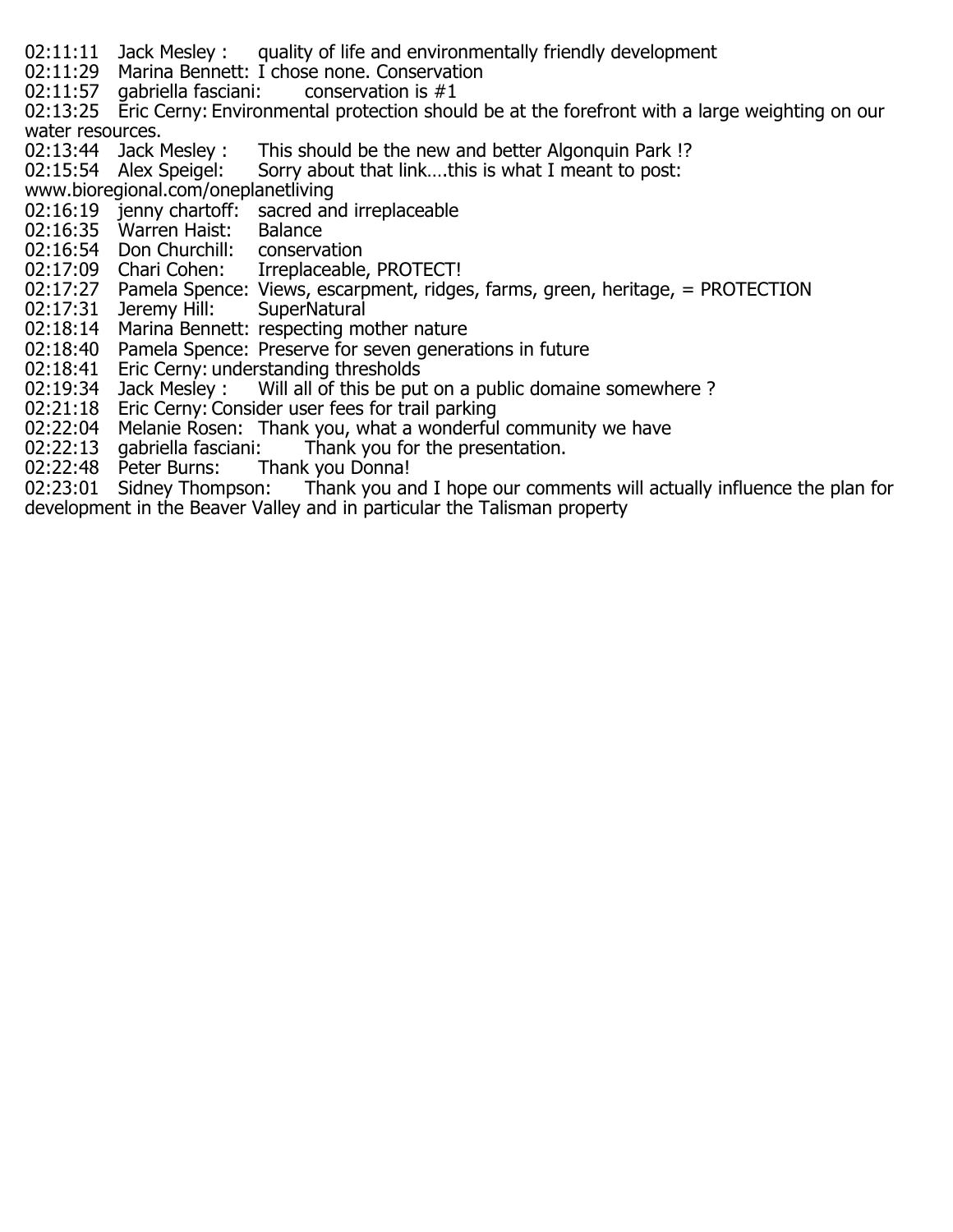02:11:11 Jack Mesley : quality of life and environmentally friendly development
02:11:29 Marina Bennett: I chose none. Conservation
02:11:57 gabriella fasciani: conservation is #1
02:13:25 Eric Cerny: Environmental protection should be at the forefront with a large weighting on our water resources.
02:13:44 Jack Mesley : This should be the new and better Algonquin Park !?
02:15:54 Alex Speigel: Sorry about that link….this is what I meant to post: www.bioregional.com/oneplanetliving
02:16:19 jenny chartoff: sacred and irreplaceable
02:16:35 Warren Haist: Balance
02:16:54 Don Churchill: conservation
02:17:09 Chari Cohen: Irreplaceable, PROTECT!
02:17:27 Pamela Spence: Views, escarpment, ridges, farms, green, heritage, = PROTECTION
02:17:31 Jeremy Hill: SuperNatural
02:18:14 Marina Bennett: respecting mother nature
02:18:40 Pamela Spence: Preserve for seven generations in future
02:18:41 Eric Cerny: understanding thresholds
02:19:34 Jack Mesley : Will all of this be put on a public domaine somewhere ?
02:21:18 Eric Cerny: Consider user fees for trail parking
02:22:04 Melanie Rosen: Thank you, what a wonderful community we have
02:22:13 gabriella fasciani: Thank you for the presentation.
02:22:48 Peter Burns: Thank you Donna!
02:23:01 Sidney Thompson: Thank you and I hope our comments will actually influence the plan for development in the Beaver Valley and in particular the Talisman property